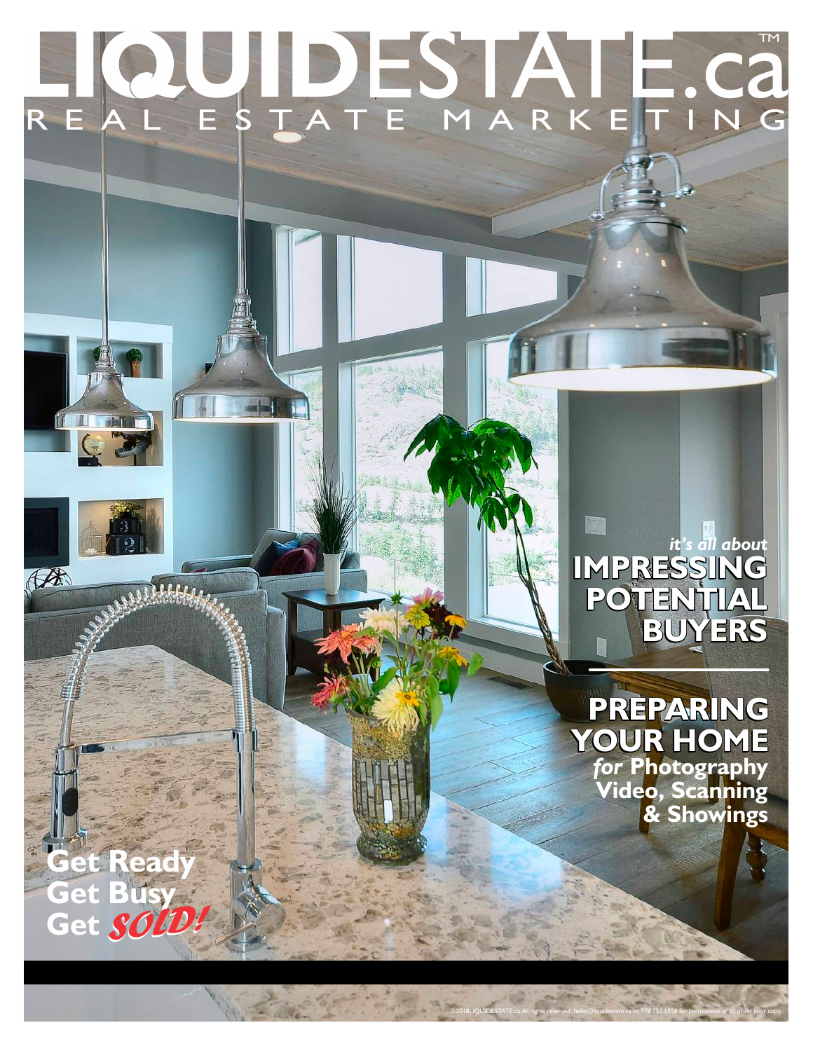# LIQUIDESTATE.ca™

REAL ESTATE MARKETING

*it's all about*

## IMPRESSING POTENTIAL BUYERS

## PREPARING YOUR HOME *for* Photography Video, Scanning & Showings

**Get Ready**
**Get Busy**
**Get *SOLD!***

©2018LIQUIDESTATE.ca All rights reserved. hello@liquidestate.ca or 778 753 5558 for permissions or to order your copy.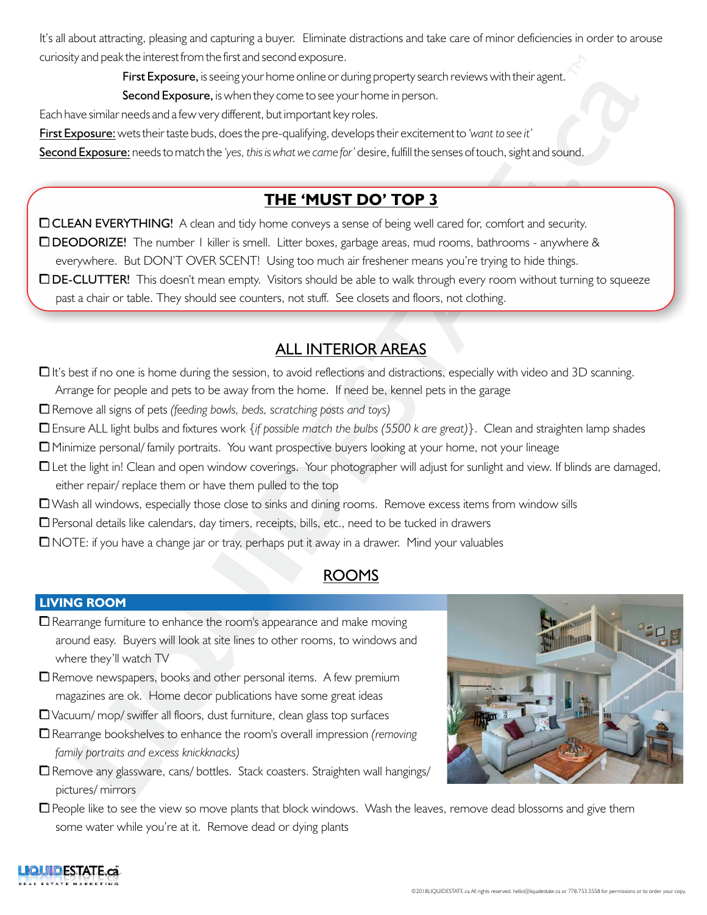It's all about attracting, pleasing and capturing a buyer. Eliminate distractions and take care of minor deficiencies in order to arouse curiosity and peak the interest from the first and second exposure.

**First Exposure,** is seeing your home online or during property search reviews with their agent.

**Second Exposure,** is when they come to see your home in person.

Each have similar needs and a few very different, but important key roles.

First Exposure: wets their taste buds, does the pre-qualifying, develops their excitement to *'want to see it'*

Second Exposure: needs to match the *'yes, this is what we came for'* desire, fulfill the senses of touch, sight and sound.

## THE 'MUST DO' TOP 3

- ☐ **CLEAN EVERYTHING!** A clean and tidy home conveys a sense of being well cared for, comfort and security.
- ☐ **DEODORIZE!** The number 1 killer is smell. Litter boxes, garbage areas, mud rooms, bathrooms - anywhere & everywhere. But DON'T OVER SCENT! Using too much air freshener means you're trying to hide things.
- ☐ **DE-CLUTTER!** This doesn't mean empty. Visitors should be able to walk through every room without turning to squeeze past a chair or table. They should see counters, not stuff. See closets and floors, not clothing.

## ALL INTERIOR AREAS

- ☐ It's best if no one is home during the session, to avoid reflections and distractions, especially with video and 3D scanning. Arrange for people and pets to be away from the home. If need be, kennel pets in the garage
- ☐ Remove all signs of pets *(feeding bowls, beds, scratching posts and toys)*
- ☐ Ensure ALL light bulbs and fixtures work {*if possible match the bulbs (5500 k are great)*}. Clean and straighten lamp shades
- ☐ Minimize personal/ family portraits. You want prospective buyers looking at your home, not your lineage
- ☐ Let the light in! Clean and open window coverings. Your photographer will adjust for sunlight and view. If blinds are damaged, either repair/ replace them or have them pulled to the top
- ☐ Wash all windows, especially those close to sinks and dining rooms. Remove excess items from window sills
- ☐ Personal details like calendars, day timers, receipts, bills, etc., need to be tucked in drawers
- ☐ NOTE: if you have a change jar or tray, perhaps put it away in a drawer. Mind your valuables

## ROOMS

### LIVING ROOM

- ☐ Rearrange furniture to enhance the room's appearance and make moving around easy. Buyers will look at site lines to other rooms, to windows and where they'll watch TV
- ☐ Remove newspapers, books and other personal items. A few premium magazines are ok. Home decor publications have some great ideas
- ☐ Vacuum/ mop/ swiffer all floors, dust furniture, clean glass top surfaces
- ☐ Rearrange bookshelves to enhance the room's overall impression *(removing family portraits and excess knickknacks)*
- ☐ Remove any glassware, cans/ bottles. Stack coasters. Straighten wall hangings/ pictures/ mirrors
- ☐ People like to see the view so move plants that block windows. Wash the leaves, remove dead blossoms and give them some water while you're at it. Remove dead or dying plants

©2018LIQUIDESTATE.ca All rights reserved. hello@liquidestate.ca or 778.753.5558 for permissions or to order your copy.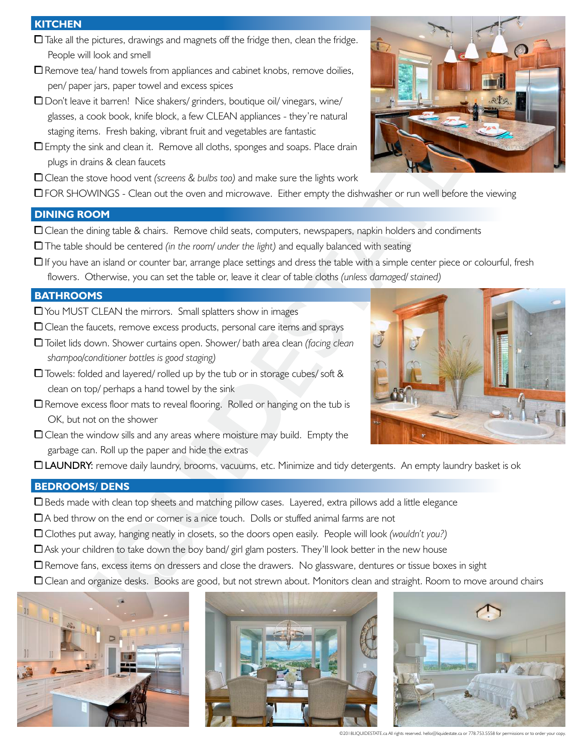## KITCHEN

- ☐ Take all the pictures, drawings and magnets off the fridge then, clean the fridge. People will look and smell
- ☐ Remove tea/ hand towels from appliances and cabinet knobs, remove doilies, pen/ paper jars, paper towel and excess spices
- ☐ Don't leave it barren! Nice shakers/ grinders, boutique oil/ vinegars, wine/ glasses, a cook book, knife block, a few CLEAN appliances - they're natural staging items. Fresh baking, vibrant fruit and vegetables are fantastic
- ☐ Empty the sink and clean it. Remove all cloths, sponges and soaps. Place drain plugs in drains & clean faucets
- ☐ Clean the stove hood vent *(screens & bulbs too)* and make sure the lights work
- ☐ FOR SHOWINGS - Clean out the oven and microwave. Either empty the dishwasher or run well before the viewing

## DINING ROOM

- ☐ Clean the dining table & chairs. Remove child seats, computers, newspapers, napkin holders and condiments
- ☐ The table should be centered *(in the room/ under the light)* and equally balanced with seating
- ☐ If you have an island or counter bar, arrange place settings and dress the table with a simple center piece or colourful, fresh flowers. Otherwise, you can set the table or, leave it clear of table cloths *(unless damaged/ stained)*

## BATHROOMS

- ☐ You MUST CLEAN the mirrors. Small splatters show in images
- ☐ Clean the faucets, remove excess products, personal care items and sprays
- ☐ Toilet lids down. Shower curtains open. Shower/ bath area clean *(facing clean shampoo/conditioner bottles is good staging)*
- ☐ Towels: folded and layered/ rolled up by the tub or in storage cubes/ soft & clean on top/ perhaps a hand towel by the sink
- ☐ Remove excess floor mats to reveal flooring. Rolled or hanging on the tub is OK, but not on the shower
- ☐ Clean the window sills and any areas where moisture may build. Empty the garbage can. Roll up the paper and hide the extras
- ☐ **LAUNDRY:** remove daily laundry, brooms, vacuums, etc. Minimize and tidy detergents. An empty laundry basket is ok

## BEDROOMS/ DENS

- ☐ Beds made with clean top sheets and matching pillow cases. Layered, extra pillows add a little elegance
- ☐ A bed throw on the end or corner is a nice touch. Dolls or stuffed animal farms are not
- ☐ Clothes put away, hanging neatly in closets, so the doors open easily. People will look *(wouldn't you?)*
- ☐ Ask your children to take down the boy band/ girl glam posters. They'll look better in the new house
- ☐ Remove fans, excess items on dressers and close the drawers. No glassware, dentures or tissue boxes in sight
- ☐ Clean and organize desks. Books are good, but not strewn about. Monitors clean and straight. Room to move around chairs

©2018LIQUIDESTATE.ca All rights reserved. hello@liquidestate.ca or 778.753.5558 for permissions or to order your copy.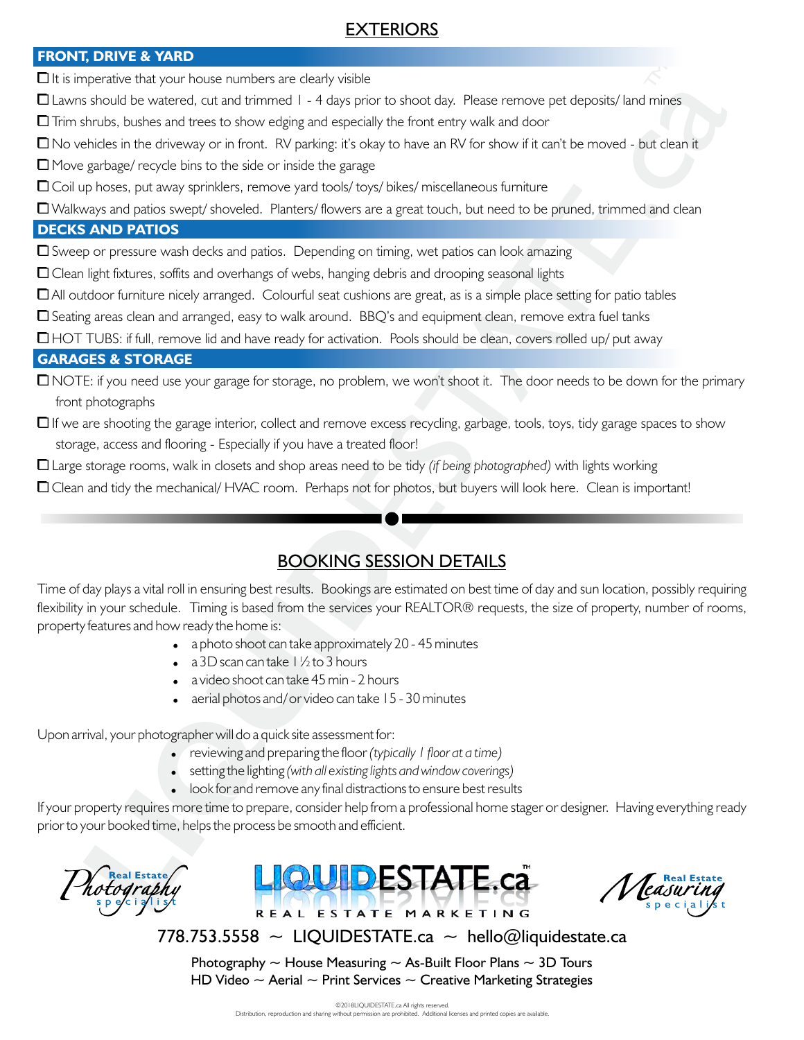# EXTERIORS

## FRONT, DRIVE & YARD

- ☐ It is imperative that your house numbers are clearly visible
- ☐ Lawns should be watered, cut and trimmed 1 - 4 days prior to shoot day. Please remove pet deposits/ land mines
- ☐ Trim shrubs, bushes and trees to show edging and especially the front entry walk and door
- ☐ No vehicles in the driveway or in front. RV parking: it's okay to have an RV for show if it can't be moved - but clean it
- ☐ Move garbage/ recycle bins to the side or inside the garage
- ☐ Coil up hoses, put away sprinklers, remove yard tools/ toys/ bikes/ miscellaneous furniture
- ☐ Walkways and patios swept/ shoveled. Planters/ flowers are a great touch, but need to be pruned, trimmed and clean

## DECKS AND PATIOS

- ☐ Sweep or pressure wash decks and patios. Depending on timing, wet patios can look amazing
- ☐ Clean light fixtures, soffits and overhangs of webs, hanging debris and drooping seasonal lights
- ☐ All outdoor furniture nicely arranged. Colourful seat cushions are great, as is a simple place setting for patio tables
- ☐ Seating areas clean and arranged, easy to walk around. BBQ's and equipment clean, remove extra fuel tanks
- ☐ HOT TUBS: if full, remove lid and have ready for activation. Pools should be clean, covers rolled up/ put away

## GARAGES & STORAGE

- ☐ NOTE: if you need use your garage for storage, no problem, we won't shoot it. The door needs to be down for the primary front photographs
- ☐ If we are shooting the garage interior, collect and remove excess recycling, garbage, tools, toys, tidy garage spaces to show storage, access and flooring - Especially if you have a treated floor!
- ☐ Large storage rooms, walk in closets and shop areas need to be tidy *(if being photographed)* with lights working
- ☐ Clean and tidy the mechanical/ HVAC room. Perhaps not for photos, but buyers will look here. Clean is important!

# BOOKING SESSION DETAILS

Time of day plays a vital roll in ensuring best results. Bookings are estimated on best time of day and sun location, possibly requiring flexibility in your schedule. Timing is based from the services your REALTOR® requests, the size of property, number of rooms, property features and how ready the home is:

- a photo shoot can take approximately 20 - 45 minutes
- a 3D scan can take 1 ½ to 3 hours
- a video shoot can take 45 min - 2 hours
- aerial photos and/or video can take 15 - 30 minutes

Upon arrival, your photographer will do a quick site assessment for:

- reviewing and preparing the floor *(typically 1 floor at a time)*
- setting the lighting *(with all existing lights and window coverings)*
- look for and remove any final distractions to ensure best results

If your property requires more time to prepare, consider help from a professional home stager or designer. Having everything ready prior to your booked time, helps the process be smooth and efficient.

Real Estate Photography specialist

LIQUIDESTATE.ca™
REAL ESTATE MARKETING

Real Estate Measuring specialist

778.753.5558 ~ LIQUIDESTATE.ca ~ hello@liquidestate.ca

Photography ~ House Measuring ~ As-Built Floor Plans ~ 3D Tours
HD Video ~ Aerial ~ Print Services ~ Creative Marketing Strategies

©2018LIQUIDESTATE.ca All rights reserved.
Distribution, reproduction and sharing without permission are prohibited. Additional licenses and printed copies are available.